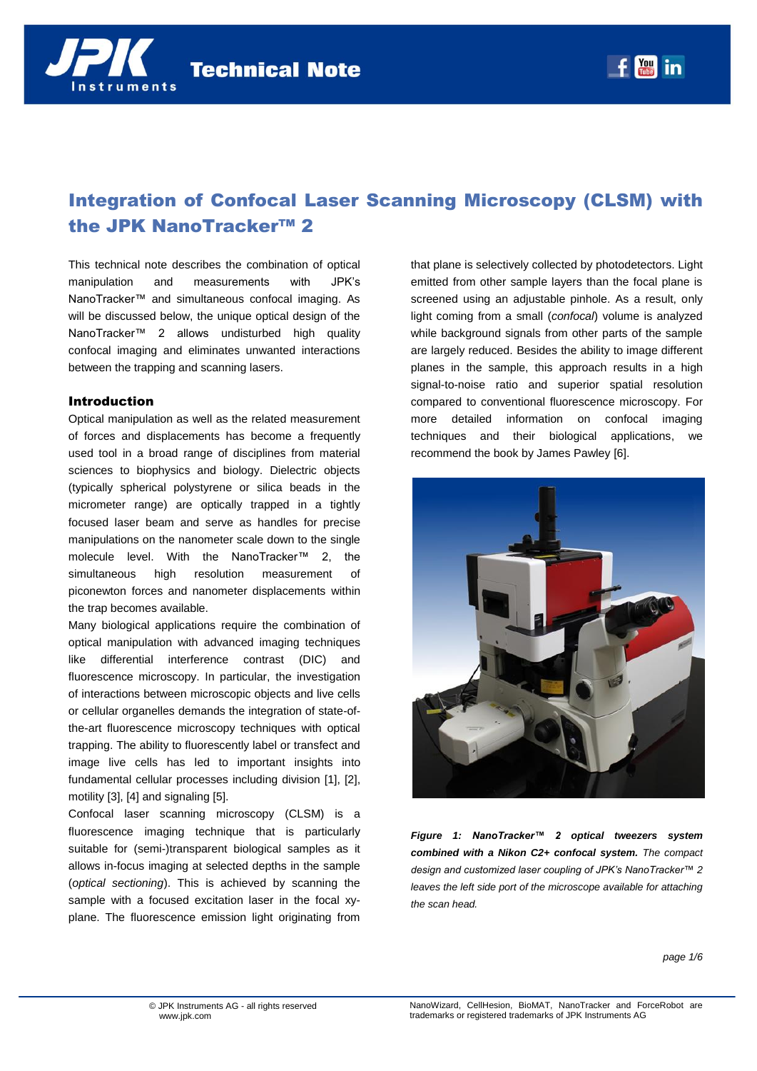# Integration of Confocal Laser Scanning Microscopy (CLSM) with the JPK NanoTracker™ 2

This technical note describes the combination of optical manipulation and measurements with JPK's NanoTracker™ and simultaneous confocal imaging. As will be discussed below, the unique optical design of the NanoTracker™ 2 allows undisturbed high quality confocal imaging and eliminates unwanted interactions between the trapping and scanning lasers.

## Introduction

Optical manipulation as well as the related measurement of forces and displacements has become a frequently used tool in a broad range of disciplines from material sciences to biophysics and biology. Dielectric objects (typically spherical polystyrene or silica beads in the micrometer range) are optically trapped in a tightly focused laser beam and serve as handles for precise manipulations on the nanometer scale down to the single molecule level. With the NanoTracker™ 2, the simultaneous high resolution measurement of piconewton forces and nanometer displacements within the trap becomes available.

Many biological applications require the combination of optical manipulation with advanced imaging techniques like differential interference contrast (DIC) and fluorescence microscopy. In particular, the investigation of interactions between microscopic objects and live cells or cellular organelles demands the integration of state-of-the-art fluorescence microscopy techniques with optical trapping. The ability to fluorescently label or transfect and image live cells has led to important insights into fundamental cellular processes including division [1], [2], motility [3], [4] and signaling [5].

Confocal laser scanning microscopy (CLSM) is a fluorescence imaging technique that is particularly suitable for (semi-)transparent biological samples as it allows in-focus imaging at selected depths in the sample (*optical sectioning*). This is achieved by scanning the sample with a focused excitation laser in the focal xy-plane. The fluorescence emission light originating from that plane is selectively collected by photodetectors. Light emitted from other sample layers than the focal plane is screened using an adjustable pinhole. As a result, only light coming from a small (*confocal*) volume is analyzed while background signals from other parts of the sample are largely reduced. Besides the ability to image different planes in the sample, this approach results in a high signal-to-noise ratio and superior spatial resolution compared to conventional fluorescence microscopy. For more detailed information on confocal imaging techniques and their biological applications, we recommend the book by James Pawley [6].

***Figure 1: NanoTracker™ 2 optical tweezers system combined with a Nikon C2+ confocal system.*** *The compact design and customized laser coupling of JPK's NanoTracker™ 2 leaves the left side port of the microscope available for attaching the scan head.*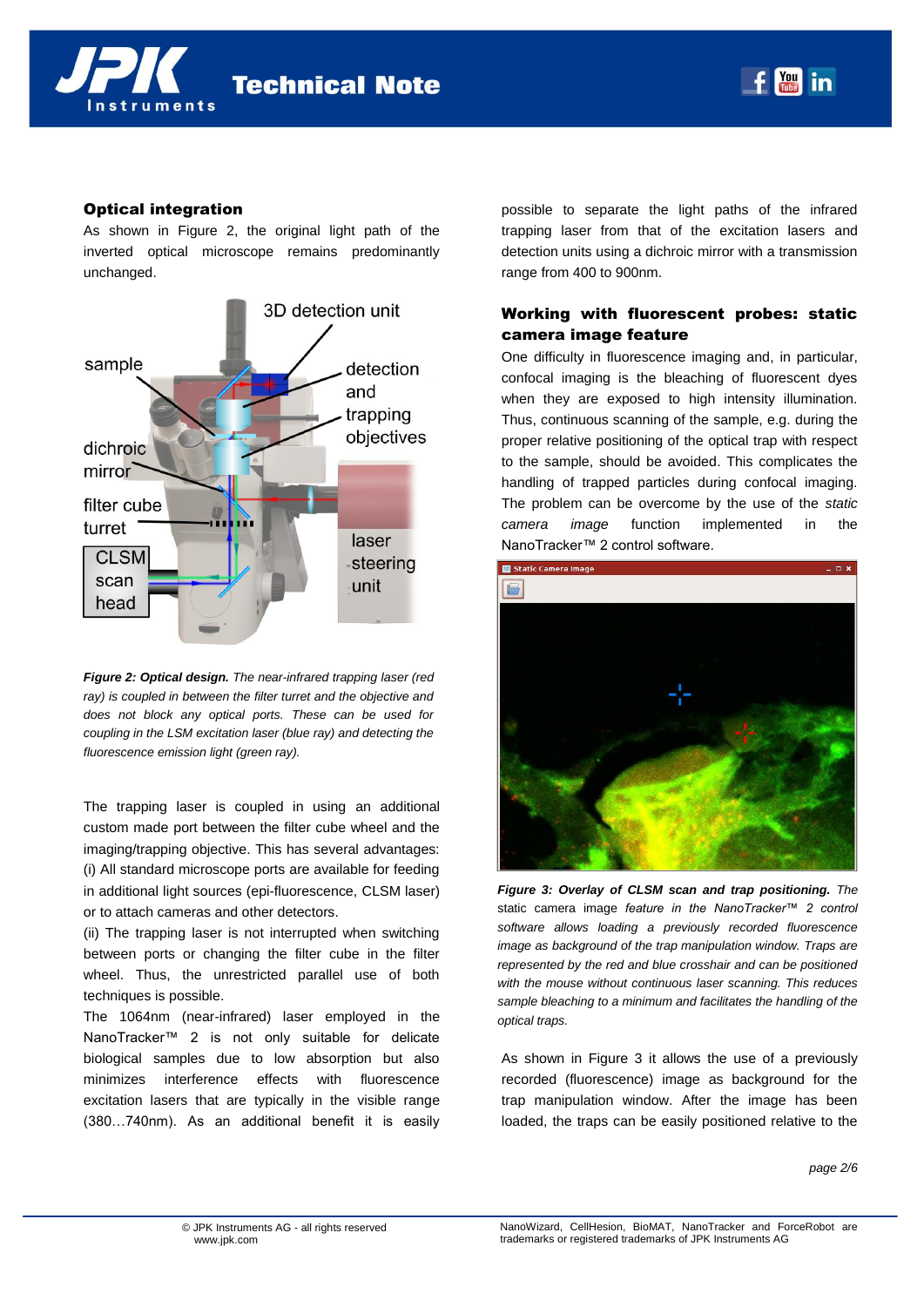## Optical integration

As shown in Figure 2, the original light path of the inverted optical microscope remains predominantly unchanged.

*Figure 2:* ***Optical design.*** *The near-infrared trapping laser (red ray) is coupled in between the filter turret and the objective and does not block any optical ports. These can be used for coupling in the LSM excitation laser (blue ray) and detecting the fluorescence emission light (green ray).*

The trapping laser is coupled in using an additional custom made port between the filter cube wheel and the imaging/trapping objective. This has several advantages: (i) All standard microscope ports are available for feeding in additional light sources (epi-fluorescence, CLSM laser) or to attach cameras and other detectors.
(ii) The trapping laser is not interrupted when switching between ports or changing the filter cube in the filter wheel. Thus, the unrestricted parallel use of both techniques is possible.
The 1064nm (near-infrared) laser employed in the NanoTracker™ 2 is not only suitable for delicate biological samples due to low absorption but also minimizes interference effects with fluorescence excitation lasers that are typically in the visible range (380…740nm). As an additional benefit it is easily possible to separate the light paths of the infrared trapping laser from that of the excitation lasers and detection units using a dichroic mirror with a transmission range from 400 to 900nm.

## Working with fluorescent probes: static camera image feature

One difficulty in fluorescence imaging and, in particular, confocal imaging is the bleaching of fluorescent dyes when they are exposed to high intensity illumination. Thus, continuous scanning of the sample, e.g. during the proper relative positioning of the optical trap with respect to the sample, should be avoided. This complicates the handling of trapped particles during confocal imaging. The problem can be overcome by the use of the *static camera image* function implemented in the NanoTracker™ 2 control software.

***Figure 3: Overlay of CLSM scan and trap positioning.*** *The* static camera image *feature in the NanoTracker™ 2 control software allows loading a previously recorded fluorescence image as background of the trap manipulation window. Traps are represented by the red and blue crosshair and can be positioned with the mouse without continuous laser scanning. This reduces sample bleaching to a minimum and facilitates the handling of the optical traps.*

As shown in Figure 3 it allows the use of a previously recorded (fluorescence) image as background for the trap manipulation window. After the image has been loaded, the traps can be easily positioned relative to the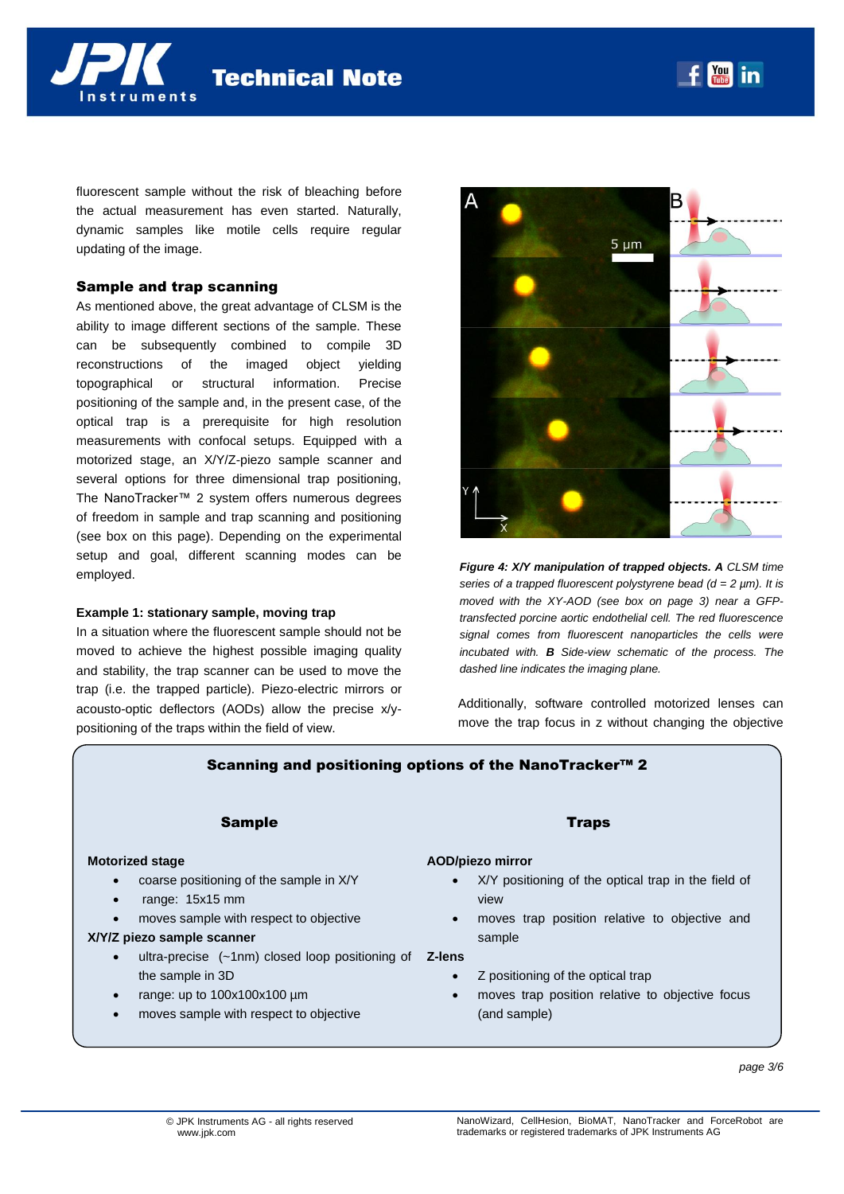fluorescent sample without the risk of bleaching before the actual measurement has even started. Naturally, dynamic samples like motile cells require regular updating of the image.

## Sample and trap scanning

As mentioned above, the great advantage of CLSM is the ability to image different sections of the sample. These can be subsequently combined to compile 3D reconstructions of the imaged object yielding topographical or structural information. Precise positioning of the sample and, in the present case, of the optical trap is a prerequisite for high resolution measurements with confocal setups. Equipped with a motorized stage, an X/Y/Z-piezo sample scanner and several options for three dimensional trap positioning, The NanoTracker™ 2 system offers numerous degrees of freedom in sample and trap scanning and positioning (see box on this page). Depending on the experimental setup and goal, different scanning modes can be employed.

### Example 1: stationary sample, moving trap

In a situation where the fluorescent sample should not be moved to achieve the highest possible imaging quality and stability, the trap scanner can be used to move the trap (i.e. the trapped particle). Piezo-electric mirrors or acousto-optic deflectors (AODs) allow the precise x/y-positioning of the traps within the field of view.

***Figure 4: X/Y manipulation of trapped objects. A*** *CLSM time series of a trapped fluorescent polystyrene bead (d = 2 µm). It is moved with the XY-AOD (see box on page 3) near a GFP-transfected porcine aortic endothelial cell. The red fluorescence signal comes from fluorescent nanoparticles the cells were incubated with.* ***B*** *Side-view schematic of the process. The dashed line indicates the imaging plane.*

Additionally, software controlled motorized lenses can move the trap focus in z without changing the objective

---

## Scanning and positioning options of the NanoTracker™ 2

### Sample

**Motorized stage**

- coarse positioning of the sample in X/Y
- range: 15x15 mm
- moves sample with respect to objective

**X/Y/Z piezo sample scanner**

- ultra-precise (~1nm) closed loop positioning of the sample in 3D
- range: up to 100x100x100 µm
- moves sample with respect to objective

### Traps

**AOD/piezo mirror**

- X/Y positioning of the optical trap in the field of view
- moves trap position relative to objective and sample

**Z-lens**

- Z positioning of the optical trap
- moves trap position relative to objective focus (and sample)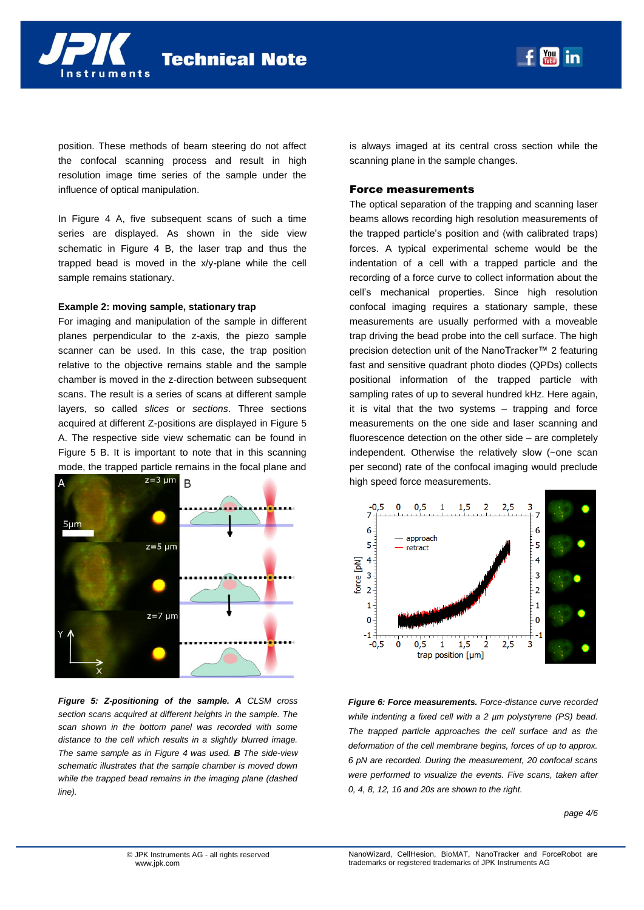position. These methods of beam steering do not affect the confocal scanning process and result in high resolution image time series of the sample under the influence of optical manipulation.

In Figure 4 A, five subsequent scans of such a time series are displayed. As shown in the side view schematic in Figure 4 B, the laser trap and thus the trapped bead is moved in the x/y-plane while the cell sample remains stationary.

**Example 2: moving sample, stationary trap**

For imaging and manipulation of the sample in different planes perpendicular to the z-axis, the piezo sample scanner can be used. In this case, the trap position relative to the objective remains stable and the sample chamber is moved in the z-direction between subsequent scans. The result is a series of scans at different sample layers, so called *slices* or *sections*. Three sections acquired at different Z-positions are displayed in Figure 5 A. The respective side view schematic can be found in Figure 5 B. It is important to note that in this scanning mode, the trapped particle remains in the focal plane and is always imaged at its central cross section while the scanning plane in the sample changes.

***Figure 5: Z-positioning of the sample. A*** *CLSM cross section scans acquired at different heights in the sample. The scan shown in the bottom panel was recorded with some distance to the cell which results in a slightly blurred image. The same sample as in Figure 4 was used.* ***B*** *The side-view schematic illustrates that the sample chamber is moved down while the trapped bead remains in the imaging plane (dashed line).*

## Force measurements

The optical separation of the trapping and scanning laser beams allows recording high resolution measurements of the trapped particle's position and (with calibrated traps) forces. A typical experimental scheme would be the indentation of a cell with a trapped particle and the recording of a force curve to collect information about the cell's mechanical properties. Since high resolution confocal imaging requires a stationary sample, these measurements are usually performed with a moveable trap driving the bead probe into the cell surface. The high precision detection unit of the NanoTracker™ 2 featuring fast and sensitive quadrant photo diodes (QPDs) collects positional information of the trapped particle with sampling rates of up to several hundred kHz. Here again, it is vital that the two systems – trapping and force measurements on the one side and laser scanning and fluorescence detection on the other side – are completely independent. Otherwise the relatively slow (~one scan per second) rate of the confocal imaging would preclude high speed force measurements.

***Figure 6: Force measurements.*** *Force-distance curve recorded while indenting a fixed cell with a 2 µm polystyrene (PS) bead. The trapped particle approaches the cell surface and as the deformation of the cell membrane begins, forces of up to approx. 6 pN are recorded. During the measurement, 20 confocal scans were performed to visualize the events. Five scans, taken after 0, 4, 8, 12, 16 and 20s are shown to the right.*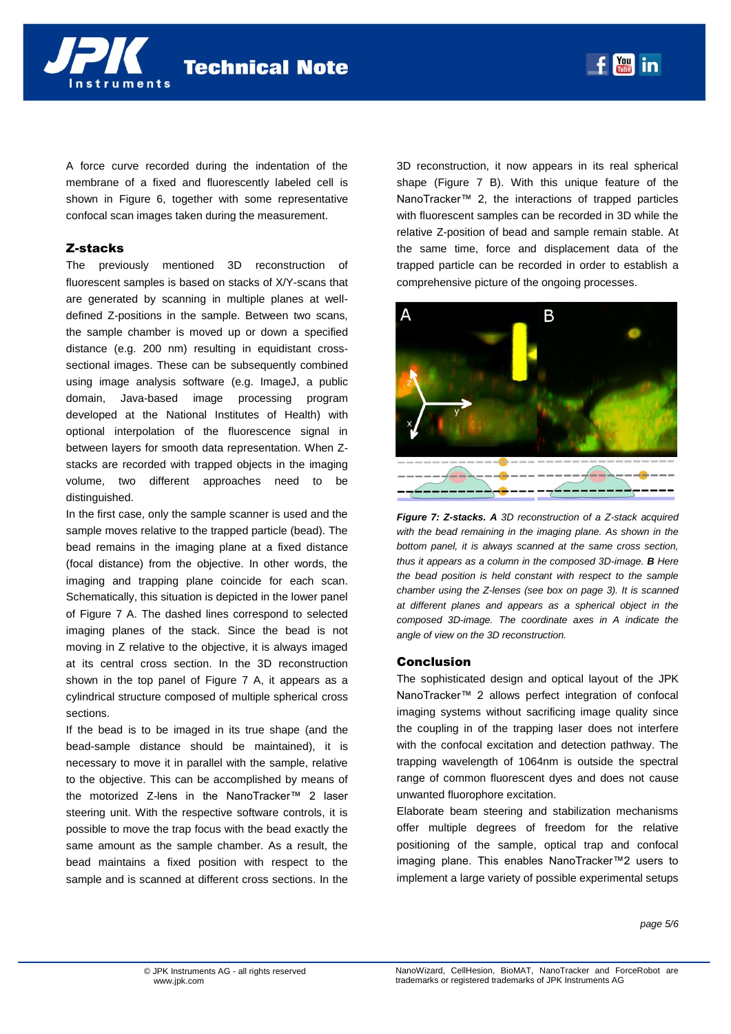A force curve recorded during the indentation of the membrane of a fixed and fluorescently labeled cell is shown in Figure 6, together with some representative confocal scan images taken during the measurement.

## Z-stacks

The previously mentioned 3D reconstruction of fluorescent samples is based on stacks of X/Y-scans that are generated by scanning in multiple planes at well-defined Z-positions in the sample. Between two scans, the sample chamber is moved up or down a specified distance (e.g. 200 nm) resulting in equidistant cross-sectional images. These can be subsequently combined using image analysis software (e.g. ImageJ, a public domain, Java-based image processing program developed at the National Institutes of Health) with optional interpolation of the fluorescence signal in between layers for smooth data representation. When Z-stacks are recorded with trapped objects in the imaging volume, two different approaches need to be distinguished.

In the first case, only the sample scanner is used and the sample moves relative to the trapped particle (bead). The bead remains in the imaging plane at a fixed distance (focal distance) from the objective. In other words, the imaging and trapping plane coincide for each scan. Schematically, this situation is depicted in the lower panel of Figure 7 A. The dashed lines correspond to selected imaging planes of the stack. Since the bead is not moving in Z relative to the objective, it is always imaged at its central cross section. In the 3D reconstruction shown in the top panel of Figure 7 A, it appears as a cylindrical structure composed of multiple spherical cross sections.

If the bead is to be imaged in its true shape (and the bead-sample distance should be maintained), it is necessary to move it in parallel with the sample, relative to the objective. This can be accomplished by means of the motorized Z-lens in the NanoTracker™ 2 laser steering unit. With the respective software controls, it is possible to move the trap focus with the bead exactly the same amount as the sample chamber. As a result, the bead maintains a fixed position with respect to the sample and is scanned at different cross sections. In the 3D reconstruction, it now appears in its real spherical shape (Figure 7 B). With this unique feature of the NanoTracker™ 2, the interactions of trapped particles with fluorescent samples can be recorded in 3D while the relative Z-position of bead and sample remain stable. At the same time, force and displacement data of the trapped particle can be recorded in order to establish a comprehensive picture of the ongoing processes.

***Figure 7: Z-stacks. A*** *3D reconstruction of a Z-stack acquired with the bead remaining in the imaging plane. As shown in the bottom panel, it is always scanned at the same cross section, thus it appears as a column in the composed 3D-image.* ***B*** *Here the bead position is held constant with respect to the sample chamber using the Z-lenses (see box on page 3). It is scanned at different planes and appears as a spherical object in the composed 3D-image. The coordinate axes in A indicate the angle of view on the 3D reconstruction.*

## Conclusion

The sophisticated design and optical layout of the JPK NanoTracker™ 2 allows perfect integration of confocal imaging systems without sacrificing image quality since the coupling in of the trapping laser does not interfere with the confocal excitation and detection pathway. The trapping wavelength of 1064nm is outside the spectral range of common fluorescent dyes and does not cause unwanted fluorophore excitation.

Elaborate beam steering and stabilization mechanisms offer multiple degrees of freedom for the relative positioning of the sample, optical trap and confocal imaging plane. This enables NanoTracker™2 users to implement a large variety of possible experimental setups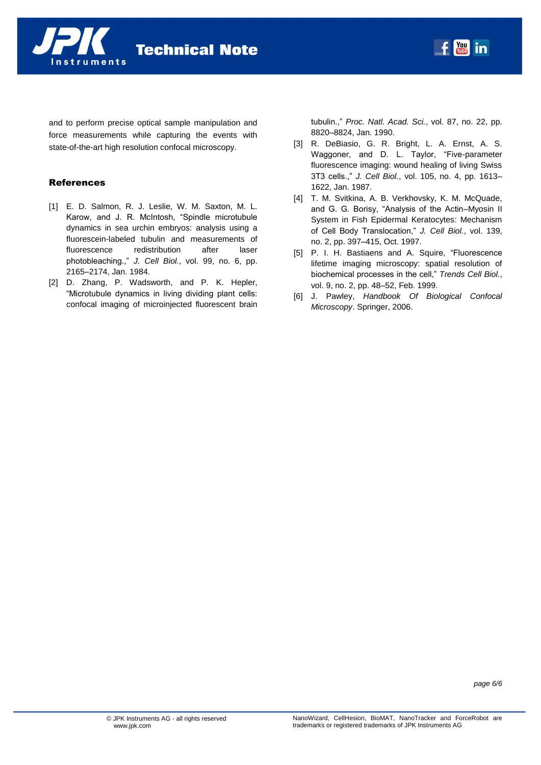and to perform precise optical sample manipulation and force measurements while capturing the events with state-of-the-art high resolution confocal microscopy.

## References

[1] E. D. Salmon, R. J. Leslie, W. M. Saxton, M. L. Karow, and J. R. McIntosh, “Spindle microtubule dynamics in sea urchin embryos: analysis using a fluorescein-labeled tubulin and measurements of fluorescence redistribution after laser photobleaching.,” *J. Cell Biol.*, vol. 99, no. 6, pp. 2165–2174, Jan. 1984.

[2] D. Zhang, P. Wadsworth, and P. K. Hepler, “Microtubule dynamics in living dividing plant cells: confocal imaging of microinjected fluorescent brain tubulin.,” *Proc. Natl. Acad. Sci.*, vol. 87, no. 22, pp. 8820–8824, Jan. 1990.

[3] R. DeBiasio, G. R. Bright, L. A. Ernst, A. S. Waggoner, and D. L. Taylor, “Five-parameter fluorescence imaging: wound healing of living Swiss 3T3 cells.,” *J. Cell Biol.*, vol. 105, no. 4, pp. 1613–1622, Jan. 1987.

[4] T. M. Svitkina, A. B. Verkhovsky, K. M. McQuade, and G. G. Borisy, “Analysis of the Actin–Myosin II System in Fish Epidermal Keratocytes: Mechanism of Cell Body Translocation,” *J. Cell Biol.*, vol. 139, no. 2, pp. 397–415, Oct. 1997.

[5] P. I. H. Bastiaens and A. Squire, “Fluorescence lifetime imaging microscopy: spatial resolution of biochemical processes in the cell,” *Trends Cell Biol.*, vol. 9, no. 2, pp. 48–52, Feb. 1999.

[6] J. Pawley, *Handbook Of Biological Confocal Microscopy*. Springer, 2006.